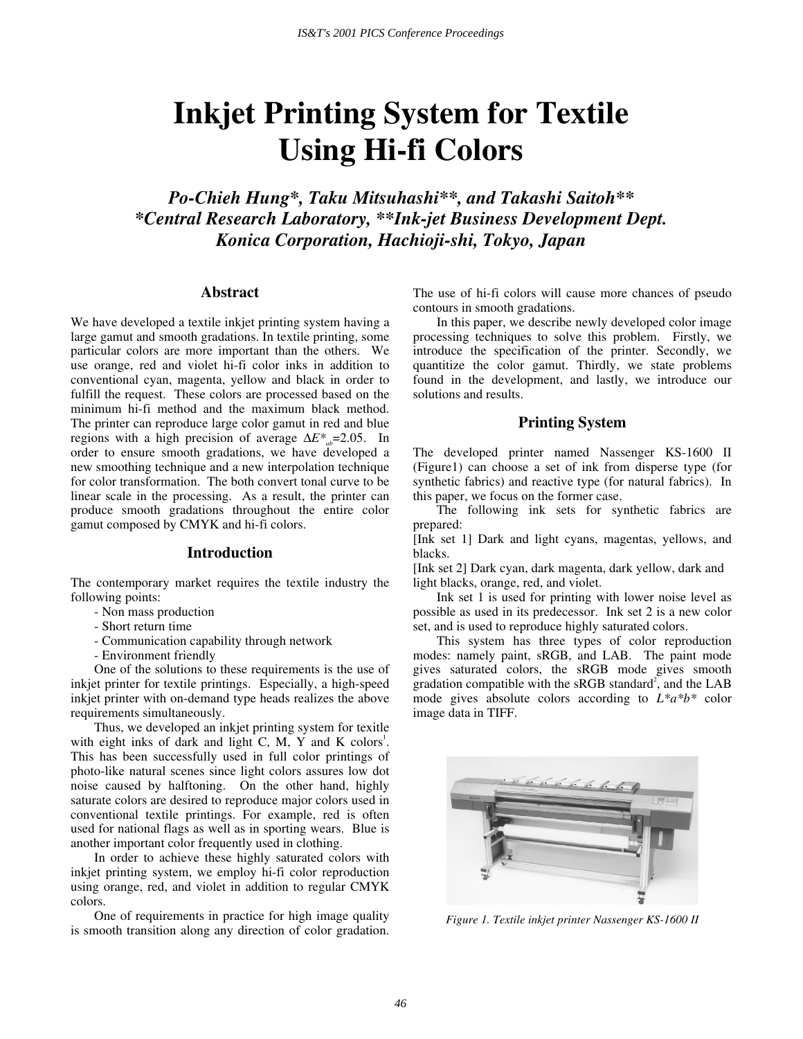# Inkjet Printing System for Textile Using Hi-fi Colors

***Po-Chieh Hung\*, Taku Mitsuhashi\*\*, and Takashi Saitoh\*\****
***\*Central Research Laboratory, \*\*Ink-jet Business Development Dept.***
***Konica Corporation, Hachioji-shi, Tokyo, Japan***

## Abstract

We have developed a textile inkjet printing system having a large gamut and smooth gradations. In textile printing, some particular colors are more important than the others. We use orange, red and violet hi-fi color inks in addition to conventional cyan, magenta, yellow and black in order to fulfill the request. These colors are processed based on the minimum hi-fi method and the maximum black method. The printer can reproduce large color gamut in red and blue regions with a high precision of average $\Delta E^*_{ab}$=2.05. In order to ensure smooth gradations, we have developed a new smoothing technique and a new interpolation technique for color transformation. The both convert tonal curve to be linear scale in the processing. As a result, the printer can produce smooth gradations throughout the entire color gamut composed by CMYK and hi-fi colors.

## Introduction

The contemporary market requires the textile industry the following points:

- Non mass production
- Short return time
- Communication capability through network
- Environment friendly

One of the solutions to these requirements is the use of inkjet printer for textile printings. Especially, a high-speed inkjet printer with on-demand type heads realizes the above requirements simultaneously.

Thus, we developed an inkjet printing system for texitle with eight inks of dark and light C, M, Y and K colors[1]. This has been successfully used in full color printings of photo-like natural scenes since light colors assures low dot noise caused by halftoning. On the other hand, highly saturate colors are desired to reproduce major colors used in conventional textile printings. For example, red is often used for national flags as well as in sporting wears. Blue is another important color frequently used in clothing.

In order to achieve these highly saturated colors with inkjet printing system, we employ hi-fi color reproduction using orange, red, and violet in addition to regular CMYK colors.

One of requirements in practice for high image quality is smooth transition along any direction of color gradation. The use of hi-fi colors will cause more chances of pseudo contours in smooth gradations.

In this paper, we describe newly developed color image processing techniques to solve this problem. Firstly, we introduce the specification of the printer. Secondly, we quantitize the color gamut. Thirdly, we state problems found in the development, and lastly, we introduce our solutions and results.

## Printing System

The developed printer named Nassenger KS-1600 II (Figure1) can choose a set of ink from disperse type (for synthetic fabrics) and reactive type (for natural fabrics). In this paper, we focus on the former case.

The following ink sets for synthetic fabrics are prepared:

[Ink set 1] Dark and light cyans, magentas, yellows, and blacks.

[Ink set 2] Dark cyan, dark magenta, dark yellow, dark and light blacks, orange, red, and violet.

Ink set 1 is used for printing with lower noise level as possible as used in its predecessor. Ink set 2 is a new color set, and is used to reproduce highly saturated colors.

This system has three types of color reproduction modes: namely paint, sRGB, and LAB. The paint mode gives saturated colors, the sRGB mode gives smooth gradation compatible with the sRGB standard[2], and the LAB mode gives absolute colors according to $L^*a^*b^*$ color image data in TIFF.

*Figure 1. Textile inkjet printer Nassenger KS-1600 II*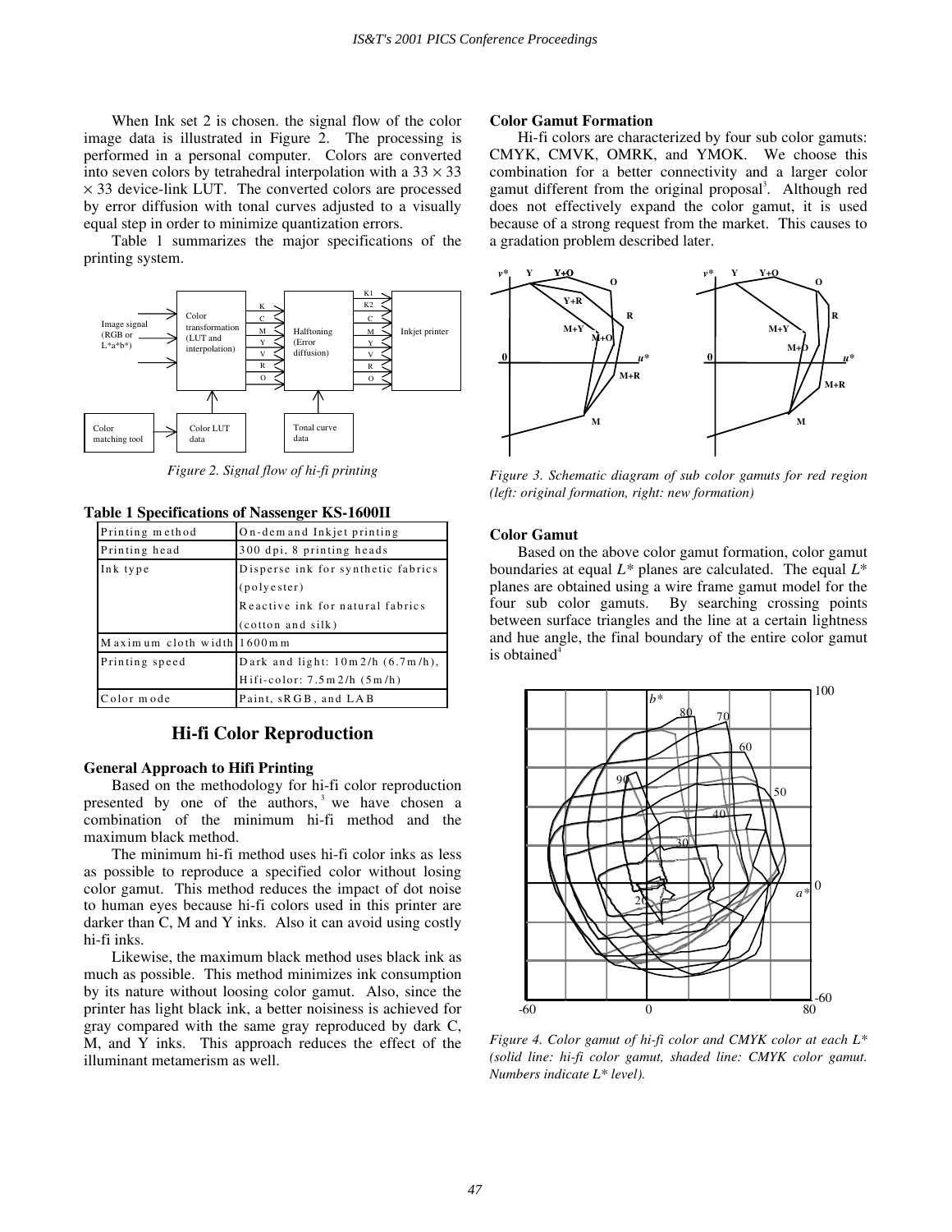When Ink set 2 is chosen. the signal flow of the color image data is illustrated in Figure 2. The processing is performed in a personal computer. Colors are converted into seven colors by tetrahedral interpolation with a $33 \times 33 \times 33$ device-link LUT. The converted colors are processed by error diffusion with tonal curves adjusted to a visually equal step in order to minimize quantization errors.

Table 1 summarizes the major specifications of the printing system.

*Figure 2. Signal flow of hi-fi printing*

**Table 1 Specifications of Nassenger KS-1600II**

| | |
|---|---|
| Printing method | On-demand Inkjet printing |
| Printing head | 300 dpi, 8 printing heads |
| Ink type | Disperse ink for synthetic fabrics (polyester)<br>Reactive ink for natural fabrics (cotton and silk) |
| Maximum cloth width | 1600mm |
| Printing speed | Dark and light: 10m2/h (6.7m/h), Hifi-color: 7.5m2/h (5m/h) |
| Color mode | Paint, sRGB, and LAB |

## Hi-fi Color Reproduction

### General Approach to Hifi Printing

Based on the methodology for hi-fi color reproduction presented by one of the authors,[3] we have chosen a combination of the minimum hi-fi method and the maximum black method.

The minimum hi-fi method uses hi-fi color inks as less as possible to reproduce a specified color without losing color gamut. This method reduces the impact of dot noise to human eyes because hi-fi colors used in this printer are darker than C, M and Y inks. Also it can avoid using costly hi-fi inks.

Likewise, the maximum black method uses black ink as much as possible. This method minimizes ink consumption by its nature without loosing color gamut. Also, since the printer has light black ink, a better noisiness is achieved for gray compared with the same gray reproduced by dark C, M, and Y inks. This approach reduces the effect of the illuminant metamerism as well.

### Color Gamut Formation

Hi-fi colors are characterized by four sub color gamuts: CMYK, CMVK, OMRK, and YMOK. We choose this combination for a better connectivity and a larger color gamut different from the original proposal[3]. Although red does not effectively expand the color gamut, it is used because of a strong request from the market. This causes to a gradation problem described later.

*Figure 3. Schematic diagram of sub color gamuts for red region (left: original formation, right: new formation)*

### Color Gamut

Based on the above color gamut formation, color gamut boundaries at equal $L^*$ planes are calculated. The equal $L^*$ planes are obtained using a wire frame gamut model for the four sub color gamuts. By searching crossing points between surface triangles and the line at a certain lightness and hue angle, the final boundary of the entire color gamut is obtained[4]

*Figure 4. Color gamut of hi-fi color and CMYK color at each $L^*$ (solid line: hi-fi color gamut, shaded line: CMYK color gamut. Numbers indicate $L^*$ level).*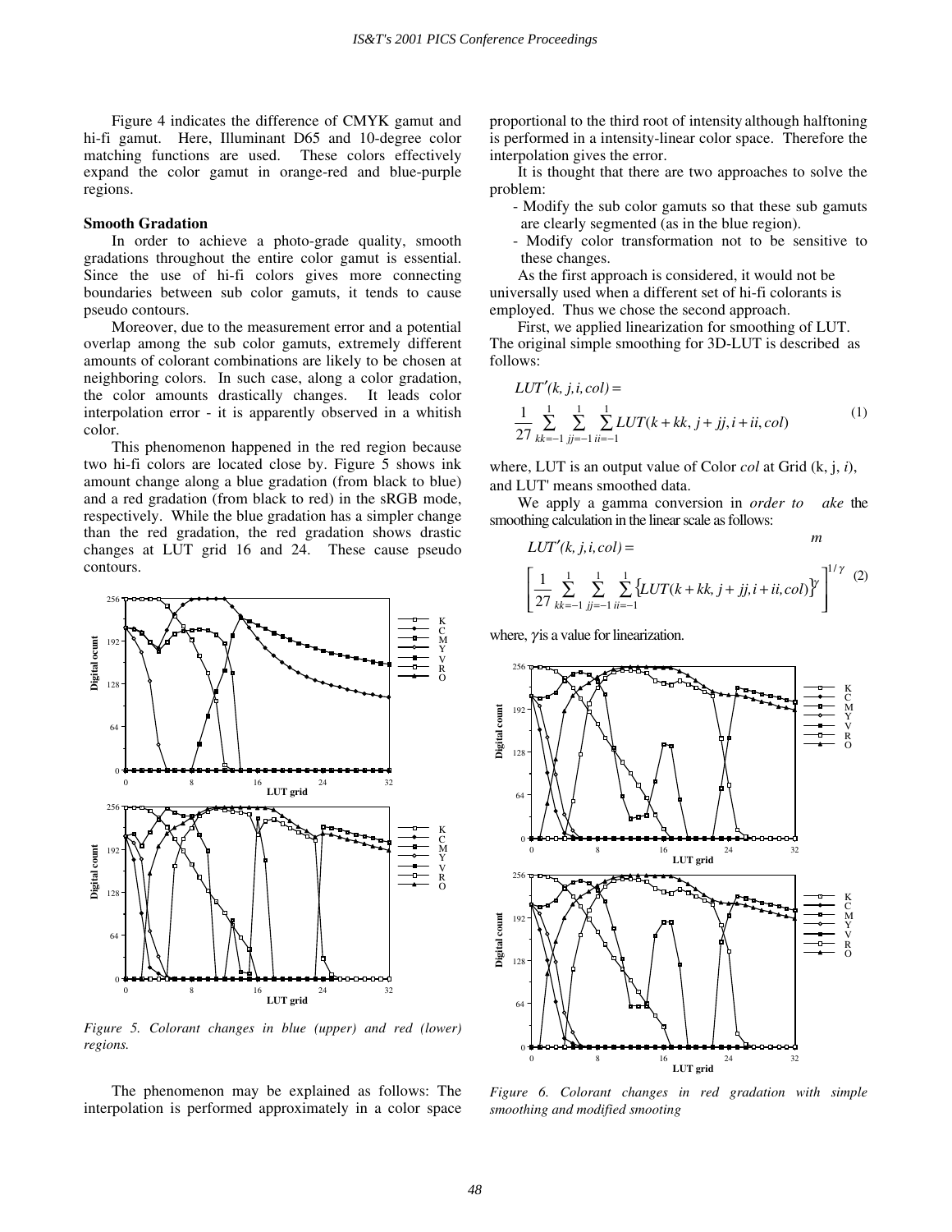Figure 4 indicates the difference of CMYK gamut and hi-fi gamut. Here, Illuminant D65 and 10-degree color matching functions are used. These colors effectively expand the color gamut in orange-red and blue-purple regions.

### Smooth Gradation

In order to achieve a photo-grade quality, smooth gradations throughout the entire color gamut is essential. Since the use of hi-fi colors gives more connecting boundaries between sub color gamuts, it tends to cause pseudo contours.

Moreover, due to the measurement error and a potential overlap among the sub color gamuts, extremely different amounts of colorant combinations are likely to be chosen at neighboring colors. In such case, along a color gradation, the color amounts drastically changes. It leads color interpolation error - it is apparently observed in a whitish color.

This phenomenon happened in the red region because two hi-fi colors are located close by. Figure 5 shows ink amount change along a blue gradation (from black to blue) and a red gradation (from black to red) in the sRGB mode, respectively. While the blue gradation has a simpler change than the red gradation, the red gradation shows drastic changes at LUT grid 16 and 24. These cause pseudo contours.

*Figure 5. Colorant changes in blue (upper) and red (lower) regions.*

The phenomenon may be explained as follows: The interpolation is performed approximately in a color space proportional to the third root of intensity although halftoning is performed in a intensity-linear color space. Therefore the interpolation gives the error.

It is thought that there are two approaches to solve the problem:

- Modify the sub color gamuts so that these sub gamuts are clearly segmented (as in the blue region).
- Modify color transformation not to be sensitive to these changes.

As the first approach is considered, it would not be universally used when a different set of hi-fi colorants is employed. Thus we chose the second approach.

First, we applied linearization for smoothing of LUT. The original simple smoothing for 3D-LUT is described as follows:

$$LUT'(k,j,i,col) = \frac{1}{27}\sum_{kk=-1}^{1}\sum_{jj=-1}^{1}\sum_{ii=-1}^{1} LUT(k+kk, j+jj, i+ii, col) \quad (1)$$

where, LUT is an output value of Color *col* at Grid (k, j, *i*), and LUT' means smoothed data.

We apply a gamma conversion in *order to make* the smoothing calculation in the linear scale as follows:

$$LUT'(k,j,i,col) = \left[\frac{1}{27}\sum_{kk=-1}^{1}\sum_{jj=-1}^{1}\sum_{ii=-1}^{1} \left\{LUT(k+kk, j+jj, i+ii, col)\right\}^{\gamma}\right]^{1/\gamma} \quad (2)$$

where, $\gamma$ is a value for linearization.

*Figure 6. Colorant changes in red gradation with simple smoothing and modified smooting*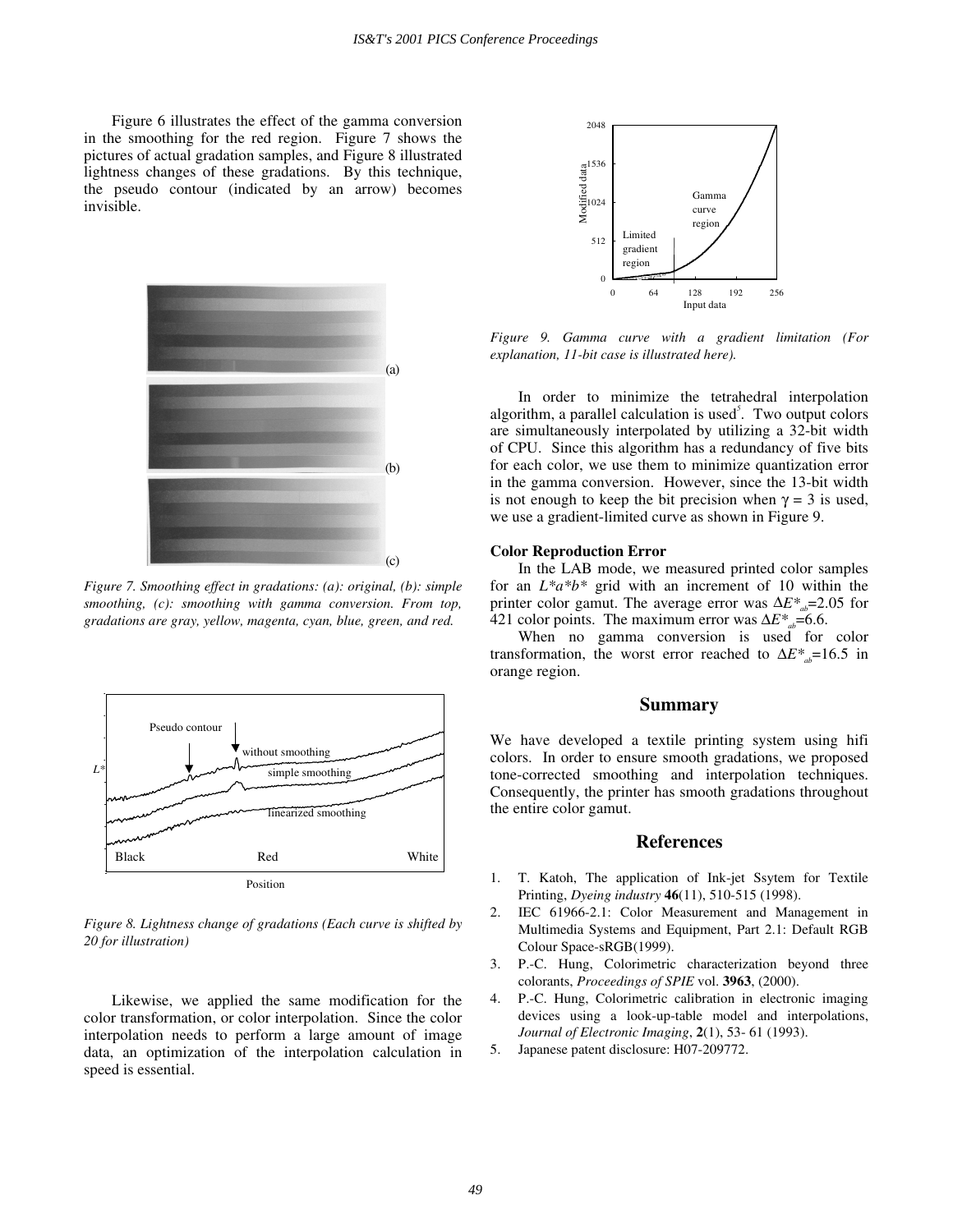Figure 6 illustrates the effect of the gamma conversion in the smoothing for the red region. Figure 7 shows the pictures of actual gradation samples, and Figure 8 illustrated lightness changes of these gradations. By this technique, the pseudo contour (indicated by an arrow) becomes invisible.

*Figure 7. Smoothing effect in gradations: (a): original, (b): simple smoothing, (c): smoothing with gamma conversion. From top, gradations are gray, yellow, magenta, cyan, blue, green, and red.*

*Figure 8. Lightness change of gradations (Each curve is shifted by 20 for illustration)*

Likewise, we applied the same modification for the color transformation, or color interpolation. Since the color interpolation needs to perform a large amount of image data, an optimization of the interpolation calculation in speed is essential.

*Figure 9. Gamma curve with a gradient limitation (For explanation, 11-bit case is illustrated here).*

In order to minimize the tetrahedral interpolation algorithm, a parallel calculation is used[5]. Two output colors are simultaneously interpolated by utilizing a 32-bit width of CPU. Since this algorithm has a redundancy of five bits for each color, we use them to minimize quantization error in the gamma conversion. However, since the 13-bit width is not enough to keep the bit precision when $\gamma = 3$ is used, we use a gradient-limited curve as shown in Figure 9.

**Color Reproduction Error**

In the LAB mode, we measured printed color samples for an $L^*a^*b^*$ grid with an increment of 10 within the printer color gamut. The average error was $\Delta E^*_{ab}$=2.05 for 421 color points. The maximum error was $\Delta E^*_{ab}$=6.6.

When no gamma conversion is used for color transformation, the worst error reached to $\Delta E^*_{ab}$=16.5 in orange region.

## Summary

We have developed a textile printing system using hifi colors. In order to ensure smooth gradations, we proposed tone-corrected smoothing and interpolation techniques. Consequently, the printer has smooth gradations throughout the entire color gamut.

## References

1. T. Katoh, The application of Ink-jet Ssytem for Textile Printing, *Dyeing industry* **46**(11), 510-515 (1998).
2. IEC 61966-2.1: Color Measurement and Management in Multimedia Systems and Equipment, Part 2.1: Default RGB Colour Space-sRGB(1999).
3. P.-C. Hung, Colorimetric characterization beyond three colorants, *Proceedings of SPIE* vol. **3963**, (2000).
4. P.-C. Hung, Colorimetric calibration in electronic imaging devices using a look-up-table model and interpolations, *Journal of Electronic Imaging*, **2**(1), 53- 61 (1993).
5. Japanese patent disclosure: H07-209772.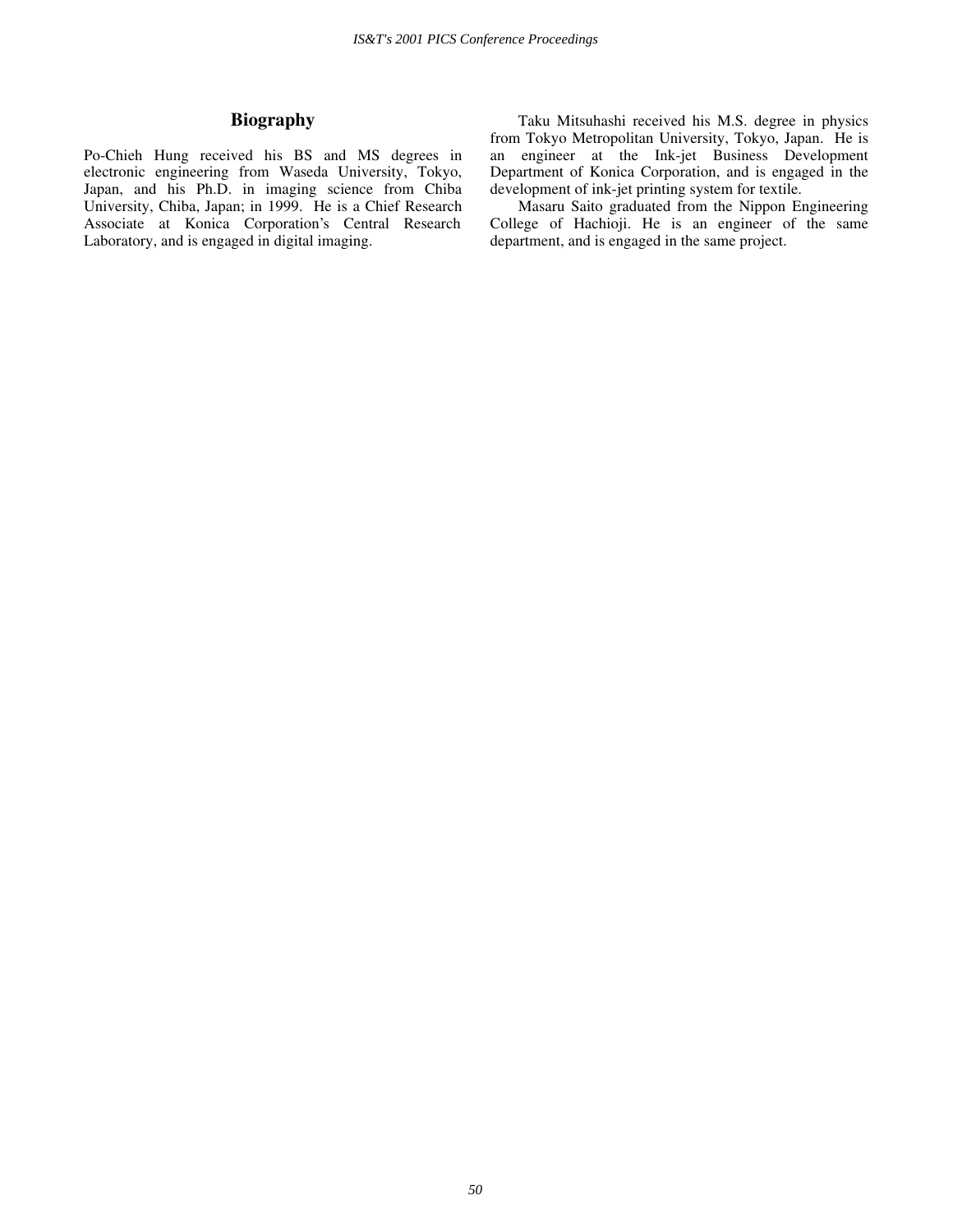## Biography

Po-Chieh Hung received his BS and MS degrees in electronic engineering from Waseda University, Tokyo, Japan, and his Ph.D. in imaging science from Chiba University, Chiba, Japan; in 1999. He is a Chief Research Associate at Konica Corporation's Central Research Laboratory, and is engaged in digital imaging.

Taku Mitsuhashi received his M.S. degree in physics from Tokyo Metropolitan University, Tokyo, Japan. He is an engineer at the Ink-jet Business Development Department of Konica Corporation, and is engaged in the development of ink-jet printing system for textile.

Masaru Saito graduated from the Nippon Engineering College of Hachioji. He is an engineer of the same department, and is engaged in the same project.